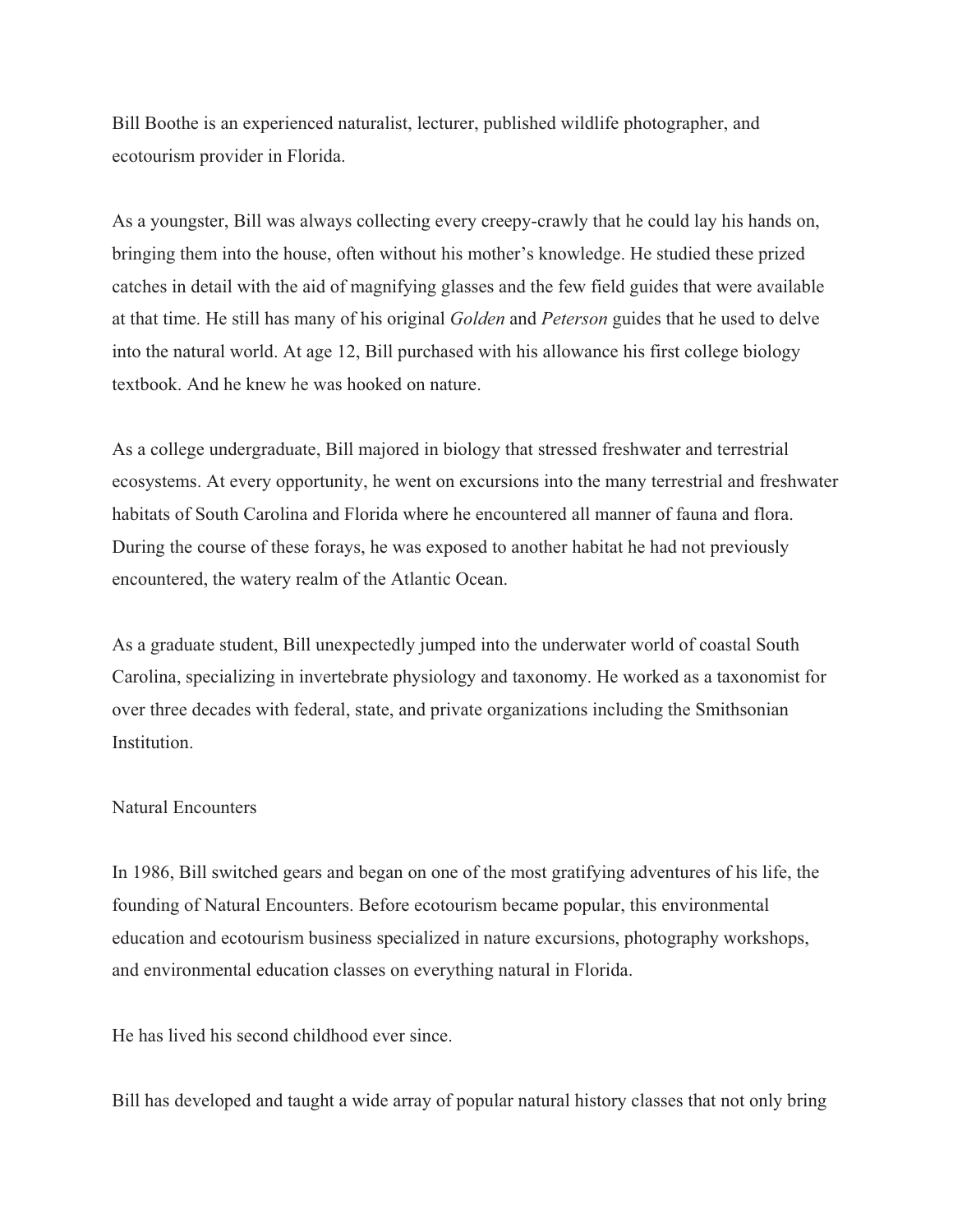Bill Boothe is an experienced naturalist, lecturer, published wildlife photographer, and ecotourism provider in Florida.

As a youngster, Bill was always collecting every creepy-crawly that he could lay his hands on, bringing them into the house, often without his mother's knowledge. He studied these prized catches in detail with the aid of magnifying glasses and the few field guides that were available at that time. He still has many of his original *Golden* and *Peterson* guides that he used to delve into the natural world. At age 12, Bill purchased with his allowance his first college biology textbook. And he knew he was hooked on nature.

As a college undergraduate, Bill majored in biology that stressed freshwater and terrestrial ecosystems. At every opportunity, he went on excursions into the many terrestrial and freshwater habitats of South Carolina and Florida where he encountered all manner of fauna and flora. During the course of these forays, he was exposed to another habitat he had not previously encountered, the watery realm of the Atlantic Ocean.

As a graduate student, Bill unexpectedly jumped into the underwater world of coastal South Carolina, specializing in invertebrate physiology and taxonomy. He worked as a taxonomist for over three decades with federal, state, and private organizations including the Smithsonian Institution.

## Natural Encounters

In 1986, Bill switched gears and began on one of the most gratifying adventures of his life, the founding of Natural Encounters. Before ecotourism became popular, this environmental education and ecotourism business specialized in nature excursions, photography workshops, and environmental education classes on everything natural in Florida.

He has lived his second childhood ever since.

Bill has developed and taught a wide array of popular natural history classes that not only bring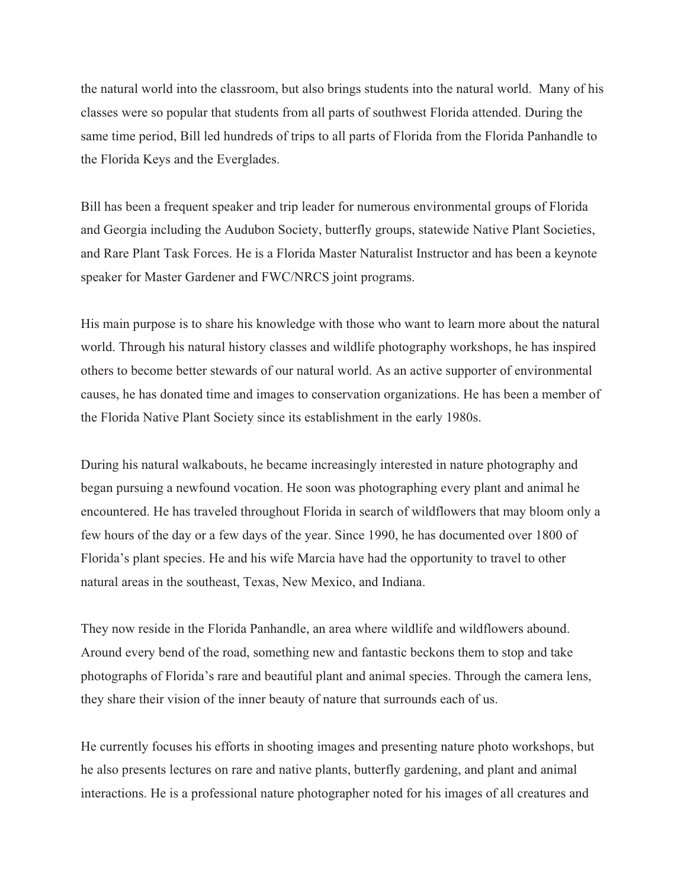the natural world into the classroom, but also brings students into the natural world. Many of his classes were so popular that students from all parts of southwest Florida attended. During the same time period, Bill led hundreds of trips to all parts of Florida from the Florida Panhandle to the Florida Keys and the Everglades.

Bill has been a frequent speaker and trip leader for numerous environmental groups of Florida and Georgia including the Audubon Society, butterfly groups, statewide Native Plant Societies, and Rare Plant Task Forces. He is a Florida Master Naturalist Instructor and has been a keynote speaker for Master Gardener and FWC/NRCS joint programs.

His main purpose is to share his knowledge with those who want to learn more about the natural world. Through his natural history classes and wildlife photography workshops, he has inspired others to become better stewards of our natural world. As an active supporter of environmental causes, he has donated time and images to conservation organizations. He has been a member of the Florida Native Plant Society since its establishment in the early 1980s.

During his natural walkabouts, he became increasingly interested in nature photography and began pursuing a newfound vocation. He soon was photographing every plant and animal he encountered. He has traveled throughout Florida in search of wildflowers that may bloom only a few hours of the day or a few days of the year. Since 1990, he has documented over 1800 of Florida's plant species. He and his wife Marcia have had the opportunity to travel to other natural areas in the southeast, Texas, New Mexico, and Indiana.

They now reside in the Florida Panhandle, an area where wildlife and wildflowers abound. Around every bend of the road, something new and fantastic beckons them to stop and take photographs of Florida's rare and beautiful plant and animal species. Through the camera lens, they share their vision of the inner beauty of nature that surrounds each of us.

He currently focuses his efforts in shooting images and presenting nature photo workshops, but he also presents lectures on rare and native plants, butterfly gardening, and plant and animal interactions. He is a professional nature photographer noted for his images of all creatures and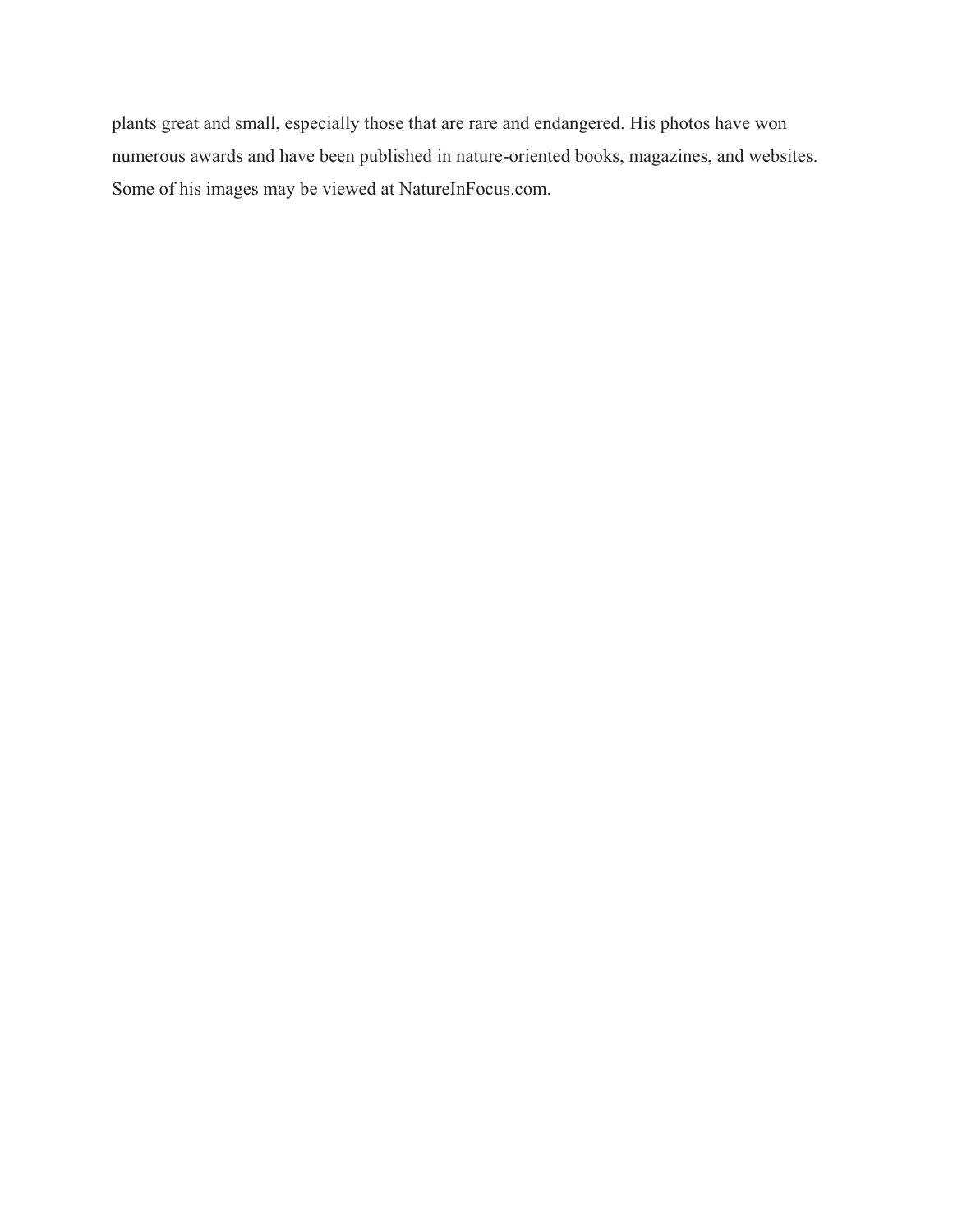plants great and small, especially those that are rare and endangered. His photos have won numerous awards and have been published in nature-oriented books, magazines, and websites. Some of his images may be viewed at NatureInFocus.com.